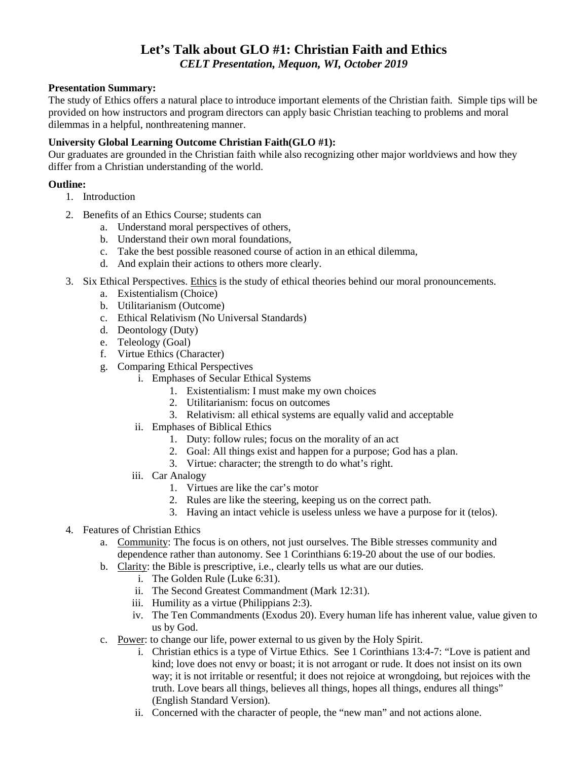# Let's Talk about GLO #1: Christian Faith and Ethics

***CELT Presentation, Mequon, WI, October 2019***

**Presentation Summary:**
The study of Ethics offers a natural place to introduce important elements of the Christian faith. Simple tips will be provided on how instructors and program directors can apply basic Christian teaching to problems and moral dilemmas in a helpful, nonthreatening manner.

**University Global Learning Outcome Christian Faith(GLO #1):**
Our graduates are grounded in the Christian faith while also recognizing other major worldviews and how they differ from a Christian understanding of the world.

**Outline:**

1. Introduction
2. Benefits of an Ethics Course; students can
    a. Understand moral perspectives of others,
    b. Understand their own moral foundations,
    c. Take the best possible reasoned course of action in an ethical dilemma,
    d. And explain their actions to others more clearly.
3. Six Ethical Perspectives. <u>Ethics</u> is the study of ethical theories behind our moral pronouncements.
    a. Existentialism (Choice)
    b. Utilitarianism (Outcome)
    c. Ethical Relativism (No Universal Standards)
    d. Deontology (Duty)
    e. Teleology (Goal)
    f. Virtue Ethics (Character)
    g. Comparing Ethical Perspectives
        i. Emphases of Secular Ethical Systems
            1. Existentialism: I must make my own choices
            2. Utilitarianism: focus on outcomes
            3. Relativism: all ethical systems are equally valid and acceptable
        ii. Emphases of Biblical Ethics
            1. Duty: follow rules; focus on the morality of an act
            2. Goal: All things exist and happen for a purpose; God has a plan.
            3. Virtue: character; the strength to do what's right.
        iii. Car Analogy
            1. Virtues are like the car's motor
            2. Rules are like the steering, keeping us on the correct path.
            3. Having an intact vehicle is useless unless we have a purpose for it (telos).
4. Features of Christian Ethics
    a. <u>Community</u>: The focus is on others, not just ourselves. The Bible stresses community and dependence rather than autonomy. See 1 Corinthians 6:19-20 about the use of our bodies.
    b. <u>Clarity</u>: the Bible is prescriptive, i.e., clearly tells us what are our duties.
        i. The Golden Rule (Luke 6:31).
        ii. The Second Greatest Commandment (Mark 12:31).
        iii. Humility as a virtue (Philippians 2:3).
        iv. The Ten Commandments (Exodus 20). Every human life has inherent value, value given to us by God.
    c. <u>Power</u>: to change our life, power external to us given by the Holy Spirit.
        i. Christian ethics is a type of Virtue Ethics. See 1 Corinthians 13:4-7: "Love is patient and kind; love does not envy or boast; it is not arrogant or rude. It does not insist on its own way; it is not irritable or resentful; it does not rejoice at wrongdoing, but rejoices with the truth. Love bears all things, believes all things, hopes all things, endures all things" (English Standard Version).
        ii. Concerned with the character of people, the "new man" and not actions alone.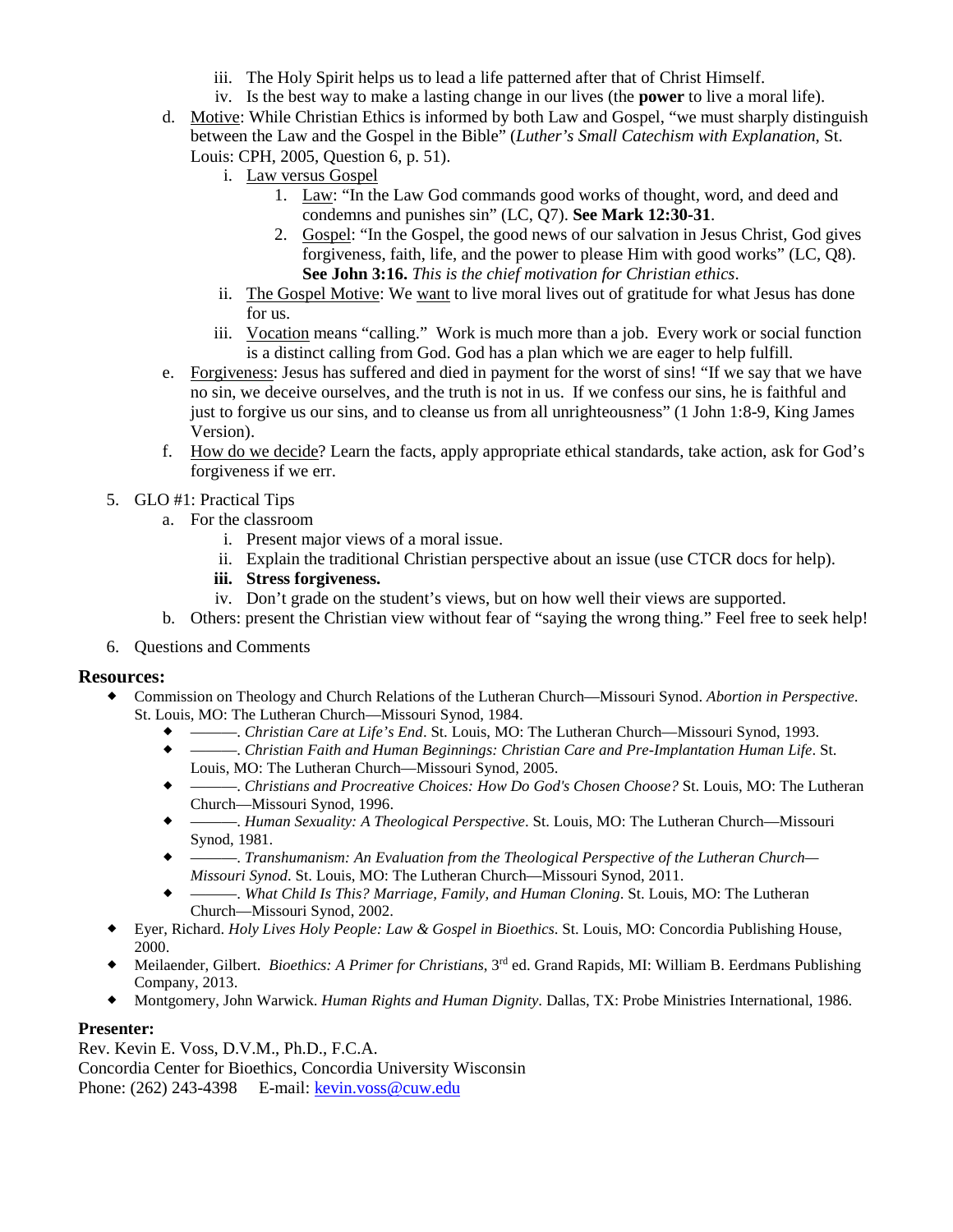- iii. The Holy Spirit helps us to lead a life patterned after that of Christ Himself.
   - iv. Is the best way to make a lasting change in our lives (the **power** to live a moral life).

d. Motive: While Christian Ethics is informed by both Law and Gospel, "we must sharply distinguish between the Law and the Gospel in the Bible" (*Luther's Small Catechism with Explanation*, St. Louis: CPH, 2005, Question 6, p. 51).
   - i. Law versus Gospel
     1. Law: "In the Law God commands good works of thought, word, and deed and condemns and punishes sin" (LC, Q7). **See Mark 12:30-31**.
     2. Gospel: "In the Gospel, the good news of our salvation in Jesus Christ, God gives forgiveness, faith, life, and the power to please Him with good works" (LC, Q8). **See John 3:16.** *This is the chief motivation for Christian ethics*.
   - ii. The Gospel Motive: We want to live moral lives out of gratitude for what Jesus has done for us.
   - iii. Vocation means "calling." Work is much more than a job. Every work or social function is a distinct calling from God. God has a plan which we are eager to help fulfill.

e. Forgiveness: Jesus has suffered and died in payment for the worst of sins! "If we say that we have no sin, we deceive ourselves, and the truth is not in us. If we confess our sins, he is faithful and just to forgive us our sins, and to cleanse us from all unrighteousness" (1 John 1:8-9, King James Version).

f. How do we decide? Learn the facts, apply appropriate ethical standards, take action, ask for God's forgiveness if we err.

5. GLO #1: Practical Tips
   a. For the classroom
      - i. Present major views of a moral issue.
      - ii. Explain the traditional Christian perspective about an issue (use CTCR docs for help).
      - **iii. Stress forgiveness.**
      - iv. Don't grade on the student's views, but on how well their views are supported.

   b. Others: present the Christian view without fear of "saying the wrong thing." Feel free to seek help!

6. Questions and Comments

## Resources:

- Commission on Theology and Church Relations of the Lutheran Church—Missouri Synod. *Abortion in Perspective*. St. Louis, MO: The Lutheran Church—Missouri Synod, 1984.
  - ———. *Christian Care at Life's End*. St. Louis, MO: The Lutheran Church—Missouri Synod, 1993.
  - ———. *Christian Faith and Human Beginnings: Christian Care and Pre-Implantation Human Life*. St. Louis, MO: The Lutheran Church—Missouri Synod, 2005.
  - ———. *Christians and Procreative Choices: How Do God's Chosen Choose?* St. Louis, MO: The Lutheran Church—Missouri Synod, 1996.
  - ———. *Human Sexuality: A Theological Perspective*. St. Louis, MO: The Lutheran Church—Missouri Synod, 1981.
  - ———. *Transhumanism: An Evaluation from the Theological Perspective of the Lutheran Church—Missouri Synod*. St. Louis, MO: The Lutheran Church—Missouri Synod, 2011.
  - ———. *What Child Is This? Marriage, Family, and Human Cloning*. St. Louis, MO: The Lutheran Church—Missouri Synod, 2002.
- Eyer, Richard. *Holy Lives Holy People: Law & Gospel in Bioethics*. St. Louis, MO: Concordia Publishing House, 2000.
- Meilaender, Gilbert. *Bioethics: A Primer for Christians*, 3rd ed. Grand Rapids, MI: William B. Eerdmans Publishing Company, 2013.
- Montgomery, John Warwick. *Human Rights and Human Dignity*. Dallas, TX: Probe Ministries International, 1986.

## Presenter:

Rev. Kevin E. Voss, D.V.M., Ph.D., F.C.A.
Concordia Center for Bioethics, Concordia University Wisconsin
Phone: (262) 243-4398 E-mail: kevin.voss@cuw.edu